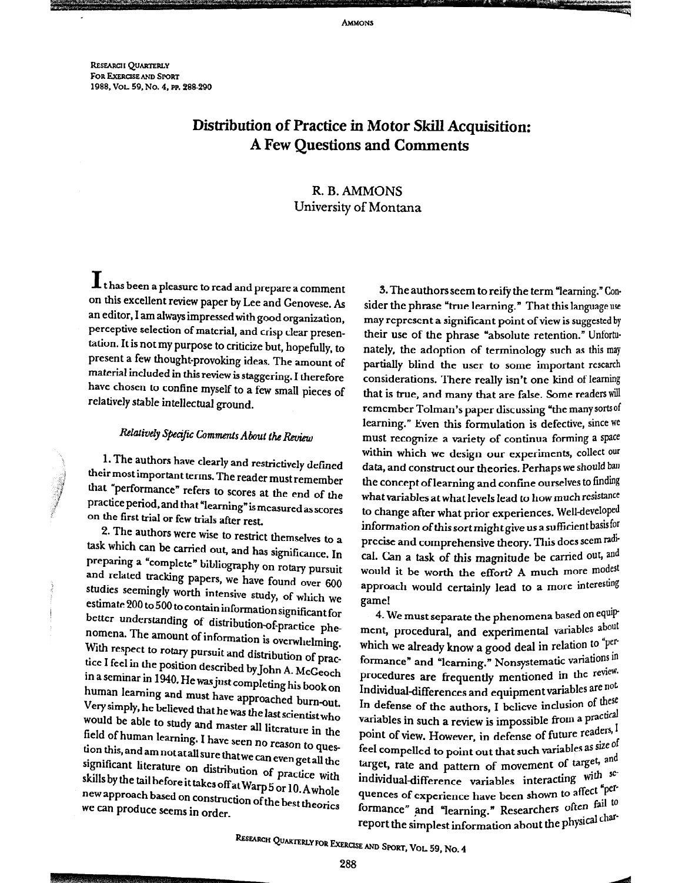# Distribution of Practice in Motor Skill Acquisition: A Few Questions and Comments

R. B. AMMONS
University of Montana

It has been a pleasure to read and prepare a comment on this excellent review paper by Lee and Genovese. As an editor, I am always impressed with good organization, perceptive selection of material, and crisp clear presentation. It is not my purpose to criticize but, hopefully, to present a few thought-provoking ideas. The amount of material included in this review is staggering. I therefore have chosen to confine myself to a few small pieces of relatively stable intellectual ground.

### *Relatively Specific Comments About the Review*

1. The authors have clearly and restrictively defined their most important terms. The reader must remember that "performance" refers to scores at the end of the practice period, and that "learning" is measured as scores on the first trial or few trials after rest.

2. The authors were wise to restrict themselves to a task which can be carried out, and has significance. In preparing a "complete" bibliography on rotary pursuit and related tracking papers, we have found over 600 studies seemingly worth intensive study, of which we estimate 200 to 500 to contain information significant for better understanding of distribution-of-practice phenomena. The amount of information is overwhelming. With respect to rotary pursuit and distribution of practice I feel in the position described by John A. McGeoch in a seminar in 1940. He was just completing his book on human learning and must have approached burn-out. Very simply, he believed that he was the last scientist who would be able to study and master all literature in the field of human learning. I have seen no reason to question this, and am not at all sure that we can even get all the significant literature on distribution of practice with skills by the tail before it takes off at Warp 5 or 10. A whole new approach based on construction of the best theories we can produce seems in order.

3. The authors seem to reify the term "learning." Consider the phrase "true learning." That this language use may represent a significant point of view is suggested by their use of the phrase "absolute retention." Unfortunately, the adoption of terminology such as this may partially blind the user to some important research considerations. There really isn't one kind of learning that is true, and many that are false. Some readers will remember Tolman's paper discussing "the many sorts of learning." Even this formulation is defective, since we must recognize a variety of continua forming a space within which we design our experiments, collect our data, and construct our theories. Perhaps we should ban the concept of learning and confine ourselves to finding what variables at what levels lead to how much resistance to change after what prior experiences. Well-developed information of this sort might give us a sufficient basis for precise and comprehensive theory. This does seem radical. Can a task of this magnitude be carried out, and would it be worth the effort? A much more modest approach would certainly lead to a more interesting game!

4. We must separate the phenomena based on equipment, procedural, and experimental variables about which we already know a good deal in relation to "performance" and "learning." Nonsystematic variations in procedures are frequently mentioned in the review. Individual-differences and equipment variables are not. In defense of the authors, I believe inclusion of these variables in such a review is impossible from a practical point of view. However, in defense of future readers, I feel compelled to point out that such variables as size of target, rate and pattern of movement of target, and individual-difference variables interacting with sequences of experience have been shown to affect "performance" and "learning." Researchers often fail to report the simplest information about the physical char-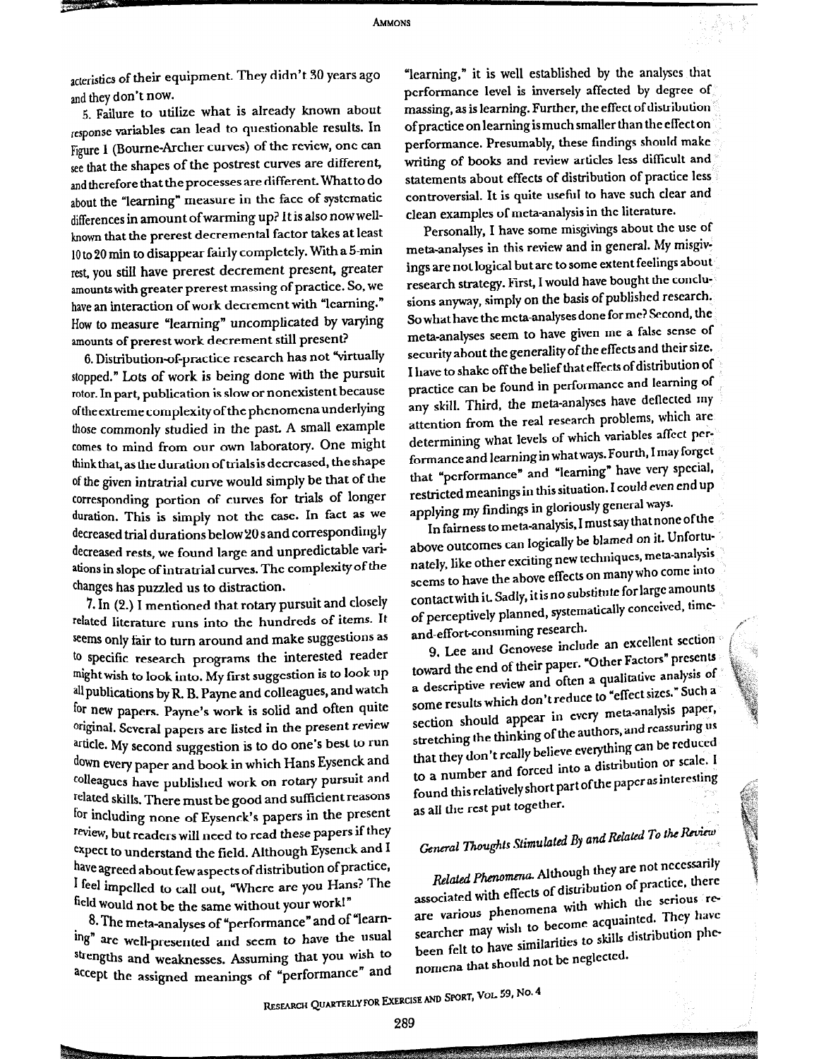acteristics of their equipment. They didn't 30 years ago and they don't now.

5. Failure to utilize what is already known about response variables can lead to questionable results. In Figure 1 (Bourne-Archer curves) of the review, one can see that the shapes of the postrest curves are different, and therefore that the processes are different. What to do about the "learning" measure in the face of systematic differences in amount of warming up? It is also now well-known that the prerest decremental factor takes at least 10 to 20 min to disappear fairly completely. With a 5-min rest, you still have prerest decrement present, greater amounts with greater prerest massing of practice. So, we have an interaction of work decrement with "learning." How to measure "learning" uncomplicated by varying amounts of prerest work decrement still present?

6. Distribution-of-practice research has not "virtually stopped." Lots of work is being done with the pursuit rotor. In part, publication is slow or nonexistent because of the extreme complexity of the phenomena underlying those commonly studied in the past. A small example comes to mind from our own laboratory. One might think that, as the duration of trials is decreased, the shape of the given intratrial curve would simply be that of the corresponding portion of curves for trials of longer duration. This is simply not the case. In fact as we decreased trial durations below 20 s and correspondingly decreased rests, we found large and unpredictable variations in slope of intratrial curves. The complexity of the changes has puzzled us to distraction.

7. In (2.) I mentioned that rotary pursuit and closely related literature runs into the hundreds of items. It seems only fair to turn around and make suggestions as to specific research programs the interested reader might wish to look into. My first suggestion is to look up all publications by R. B. Payne and colleagues, and watch for new papers. Payne's work is solid and often quite original. Several papers are listed in the present review article. My second suggestion is to do one's best to run down every paper and book in which Hans Eysenck and colleagues have published work on rotary pursuit and related skills. There must be good and sufficient reasons for including none of Eysenck's papers in the present review, but readers will need to read these papers if they expect to understand the field. Although Eysenck and I have agreed about few aspects of distribution of practice, I feel impelled to call out, "Where are you Hans? The field would not be the same without your work!"

8. The meta-analyses of "performance" and of "learning" are well-presented and seem to have the usual strengths and weaknesses. Assuming that you wish to accept the assigned meanings of "performance" and "learning," it is well established by the analyses that performance level is inversely affected by degree of massing, as is learning. Further, the effect of distribution of practice on learning is much smaller than the effect on performance. Presumably, these findings should make writing of books and review articles less difficult and statements about effects of distribution of practice less controversial. It is quite useful to have such clear and clean examples of meta-analysis in the literature.

Personally, I have some misgivings about the use of meta-analyses in this review and in general. My misgivings are not logical but are to some extent feelings about research strategy. First, I would have bought the conclusions anyway, simply on the basis of published research. So what have the meta-analyses done for me? Second, the meta-analyses seem to have given me a false sense of security about the generality of the effects and their size. I have to shake off the belief that effects of distribution of practice can be found in performance and learning of any skill. Third, the meta-analyses have deflected my attention from the real research problems, which are determining what levels of which variables affect performance and learning in what ways. Fourth, I may forget that "performance" and "learning" have very special, restricted meanings in this situation. I could even end up applying my findings in gloriously general ways.

In fairness to meta-analysis, I must say that none of the above outcomes can logically be blamed on it. Unfortunately, like other exciting new techniques, meta-analysis seems to have the above effects on many who come into contact with it. Sadly, it is no substitute for large amounts of perceptively planned, systematically conceived, time-and-effort-consuming research.

9. Lee and Genovese include an excellent section toward the end of their paper. "Other Factors" presents a descriptive review and often a qualitative analysis of some results which don't reduce to "effect sizes." Such a section should appear in every meta-analysis paper, stretching the thinking of the authors, and reassuring us that they don't really believe everything can be reduced to a number and forced into a distribution or scale. I found this relatively short part of the paper as interesting as all the rest put together.

## *General Thoughts Stimulated By and Related To the Review*

*Related Phenomena.* Although they are not necessarily associated with effects of distribution of practice, there are various phenomena with which the serious researcher may wish to become acquainted. They have been felt to have similarities to skills distribution phenomena that should not be neglected.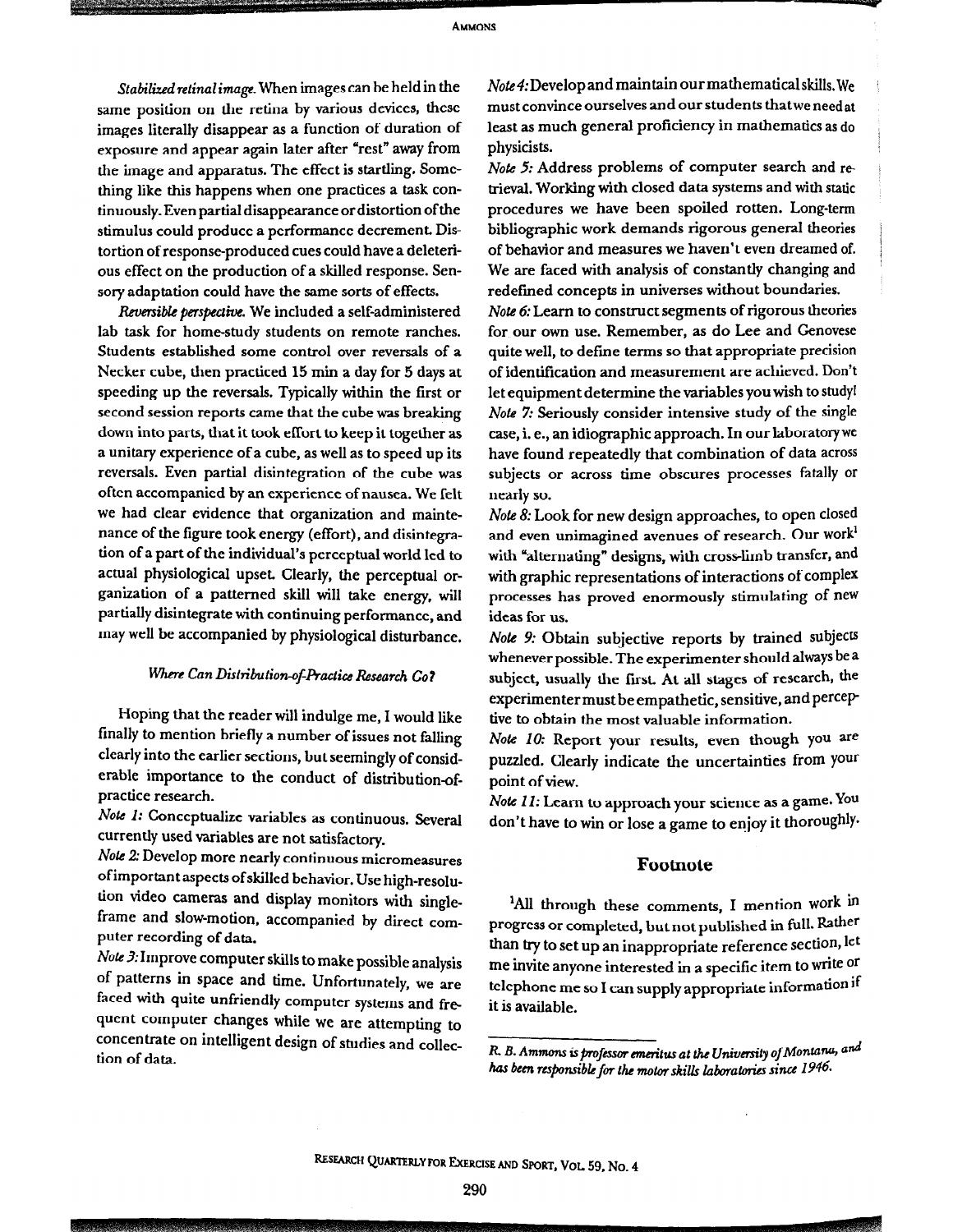*Stabilized retinal image.* When images can be held in the same position on the retina by various devices, these images literally disappear as a function of duration of exposure and appear again later after "rest" away from the image and apparatus. The effect is startling. Something like this happens when one practices a task continuously. Even partial disappearance or distortion of the stimulus could produce a performance decrement. Distortion of response-produced cues could have a deleterious effect on the production of a skilled response. Sensory adaptation could have the same sorts of effects.

*Reversible perspective.* We included a self-administered lab task for home-study students on remote ranches. Students established some control over reversals of a Necker cube, then practiced 15 min a day for 5 days at speeding up the reversals. Typically within the first or second session reports came that the cube was breaking down into parts, that it took effort to keep it together as a unitary experience of a cube, as well as to speed up its reversals. Even partial disintegration of the cube was often accompanied by an experience of nausea. We felt we had clear evidence that organization and maintenance of the figure took energy (effort), and disintegration of a part of the individual's perceptual world led to actual physiological upset. Clearly, the perceptual organization of a patterned skill will take energy, will partially disintegrate with continuing performance, and may well be accompanied by physiological disturbance.

### *Where Can Distribution-of-Practice Research Go?*

Hoping that the reader will indulge me, I would like finally to mention briefly a number of issues not falling clearly into the earlier sections, but seemingly of considerable importance to the conduct of distribution-of-practice research.

*Note 1:* Conceptualize variables as continuous. Several currently used variables are not satisfactory.

*Note 2:* Develop more nearly continuous micromeasures of important aspects of skilled behavior. Use high-resolution video cameras and display monitors with single-frame and slow-motion, accompanied by direct computer recording of data.

*Note 3:* Improve computer skills to make possible analysis of patterns in space and time. Unfortunately, we are faced with quite unfriendly computer systems and frequent computer changes while we are attempting to concentrate on intelligent design of studies and collection of data.

*Note 4:* Develop and maintain our mathematical skills. We must convince ourselves and our students that we need at least as much general proficiency in mathematics as do physicists.

*Note 5:* Address problems of computer search and retrieval. Working with closed data systems and with static procedures we have been spoiled rotten. Long-term bibliographic work demands rigorous general theories of behavior and measures we haven't even dreamed of. We are faced with analysis of constantly changing and redefined concepts in universes without boundaries.

*Note 6:* Learn to construct segments of rigorous theories for our own use. Remember, as do Lee and Genovese quite well, to define terms so that appropriate precision of identification and measurement are achieved. Don't let equipment determine the variables you wish to study!

*Note 7:* Seriously consider intensive study of the single case, i. e., an idiographic approach. In our laboratory we have found repeatedly that combination of data across subjects or across time obscures processes fatally or nearly so.

*Note 8:* Look for new design approaches, to open closed and even unimagined avenues of research. Our work[1] with "alternating" designs, with cross-limb transfer, and with graphic representations of interactions of complex processes has proved enormously stimulating of new ideas for us.

*Note 9:* Obtain subjective reports by trained subjects whenever possible. The experimenter should always be a subject, usually the first. At all stages of research, the experimenter must be empathetic, sensitive, and perceptive to obtain the most valuable information.

*Note 10:* Report your results, even though you are puzzled. Clearly indicate the uncertainties from your point of view.

*Note 11:* Learn to approach your science as a game. You don't have to win or lose a game to enjoy it thoroughly.

## Footnote

[1]All through these comments, I mention work in progress or completed, but not published in full. Rather than try to set up an inappropriate reference section, let me invite anyone interested in a specific item to write or telephone me so I can supply appropriate information if it is available.

---

*R. B. Ammons is professor emeritus at the University of Montana, and has been responsible for the motor skills laboratories since 1946.*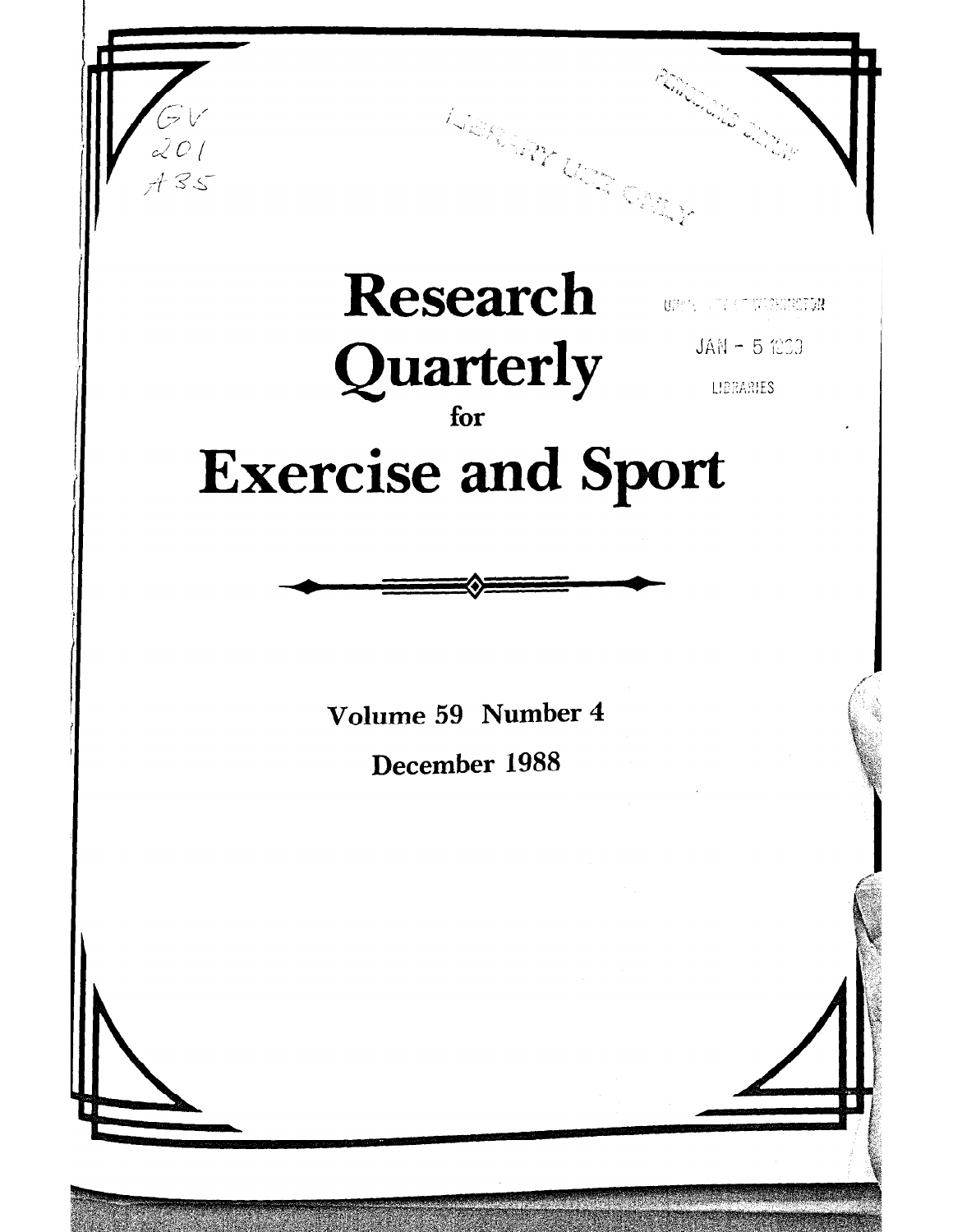# Research Quarterly for Exercise and Sport

Volume 59 Number 4

December 1988